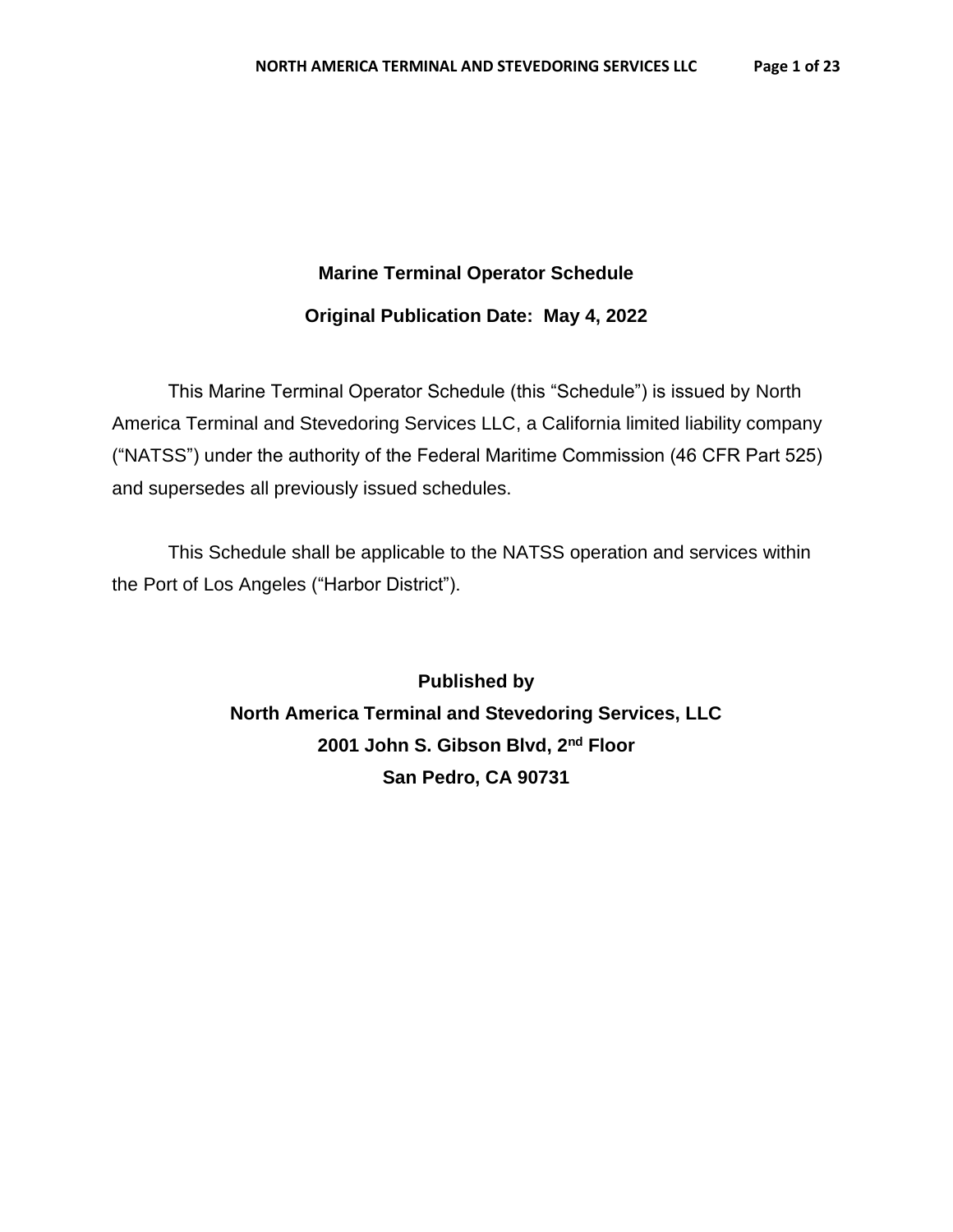# Marine Terminal Operator Schedule

## Original Publication Date: May 4, 2022

This Marine Terminal Operator Schedule (this "Schedule") is issued by North America Terminal and Stevedoring Services LLC, a California limited liability company ("NATSS") under the authority of the Federal Maritime Commission (46 CFR Part 525) and supersedes all previously issued schedules.

This Schedule shall be applicable to the NATSS operation and services within the Port of Los Angeles ("Harbor District").

**Published by**
**North America Terminal and Stevedoring Services, LLC**
**2001 John S. Gibson Blvd, 2nd Floor**
**San Pedro, CA 90731**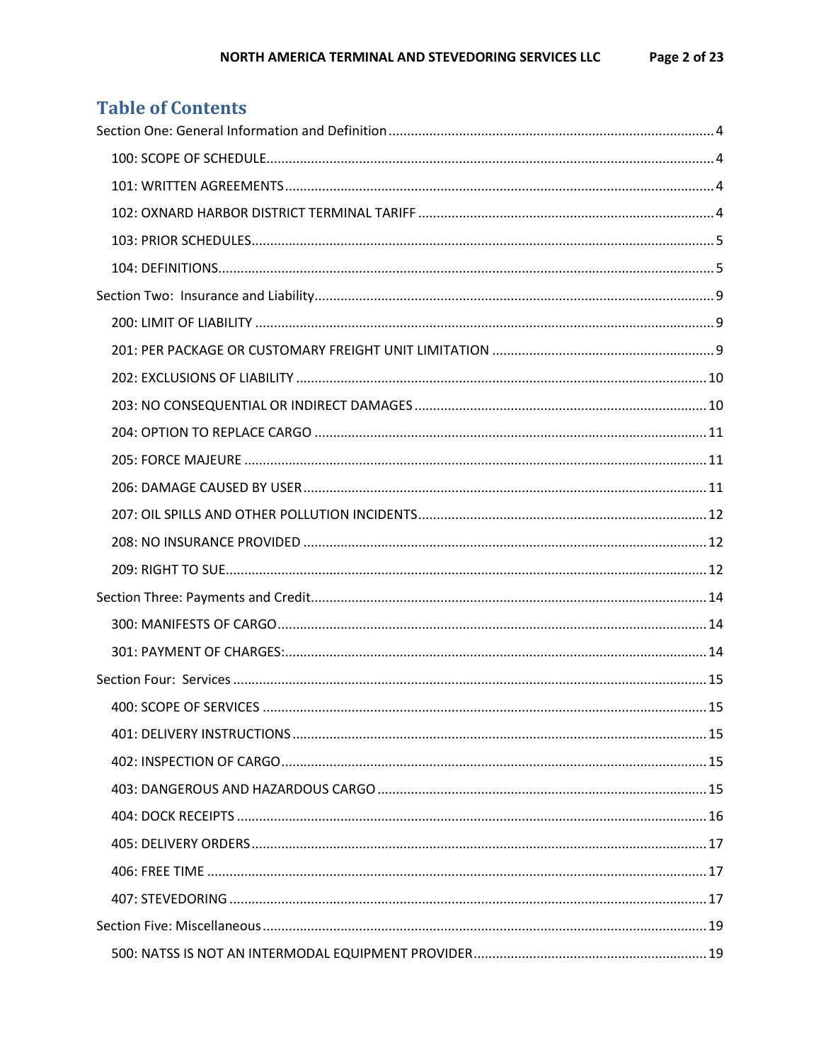# Table of Contents

Section One: General Information and Definition ........ 4

- 100: SCOPE OF SCHEDULE ........ 4
- 101: WRITTEN AGREEMENTS ........ 4
- 102: OXNARD HARBOR DISTRICT TERMINAL TARIFF ........ 4
- 103: PRIOR SCHEDULES ........ 5
- 104: DEFINITIONS ........ 5

Section Two: Insurance and Liability ........ 9

- 200: LIMIT OF LIABILITY ........ 9
- 201: PER PACKAGE OR CUSTOMARY FREIGHT UNIT LIMITATION ........ 9
- 202: EXCLUSIONS OF LIABILITY ........ 10
- 203: NO CONSEQUENTIAL OR INDIRECT DAMAGES ........ 10
- 204: OPTION TO REPLACE CARGO ........ 11
- 205: FORCE MAJEURE ........ 11
- 206: DAMAGE CAUSED BY USER ........ 11
- 207: OIL SPILLS AND OTHER POLLUTION INCIDENTS ........ 12
- 208: NO INSURANCE PROVIDED ........ 12
- 209: RIGHT TO SUE ........ 12

Section Three: Payments and Credit ........ 14

- 300: MANIFESTS OF CARGO ........ 14
- 301: PAYMENT OF CHARGES: ........ 14

Section Four: Services ........ 15

- 400: SCOPE OF SERVICES ........ 15
- 401: DELIVERY INSTRUCTIONS ........ 15
- 402: INSPECTION OF CARGO ........ 15
- 403: DANGEROUS AND HAZARDOUS CARGO ........ 15
- 404: DOCK RECEIPTS ........ 16
- 405: DELIVERY ORDERS ........ 17
- 406: FREE TIME ........ 17
- 407: STEVEDORING ........ 17

Section Five: Miscellaneous ........ 19

- 500: NATSS IS NOT AN INTERMODAL EQUIPMENT PROVIDER ........ 19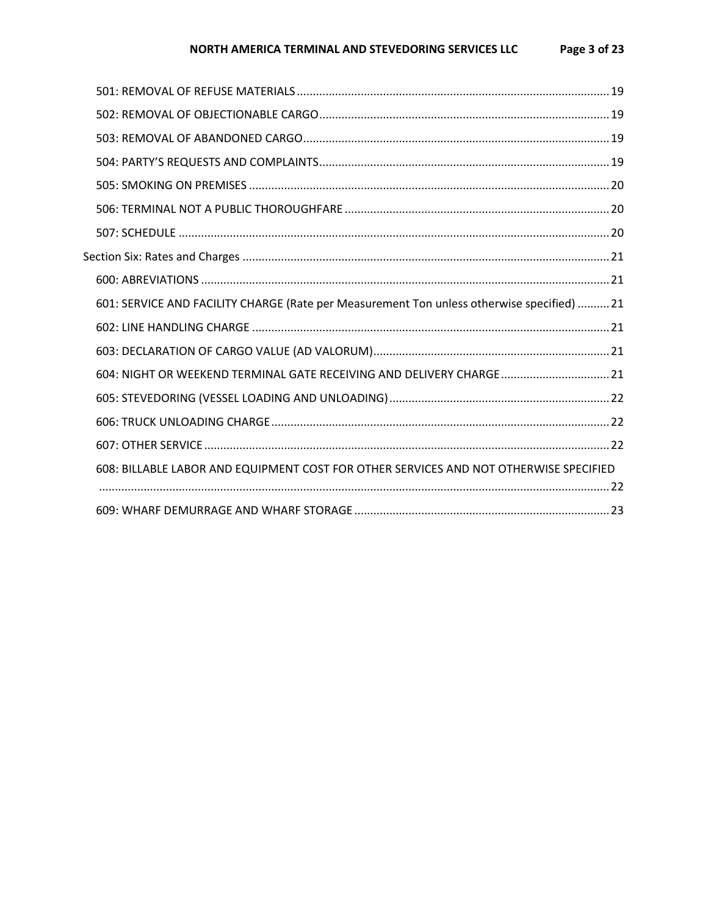501: REMOVAL OF REFUSE MATERIALS ............ 19

502: REMOVAL OF OBJECTIONABLE CARGO ............ 19

503: REMOVAL OF ABANDONED CARGO ............ 19

504: PARTY'S REQUESTS AND COMPLAINTS ............ 19

505: SMOKING ON PREMISES ............ 20

506: TERMINAL NOT A PUBLIC THOROUGHFARE ............ 20

507: SCHEDULE ............ 20

Section Six: Rates and Charges ............ 21

600: ABREVIATIONS ............ 21

601: SERVICE AND FACILITY CHARGE (Rate per Measurement Ton unless otherwise specified) ............ 21

602: LINE HANDLING CHARGE ............ 21

603: DECLARATION OF CARGO VALUE (AD VALORUM) ............ 21

604: NIGHT OR WEEKEND TERMINAL GATE RECEIVING AND DELIVERY CHARGE ............ 21

605: STEVEDORING (VESSEL LOADING AND UNLOADING) ............ 22

606: TRUCK UNLOADING CHARGE ............ 22

607: OTHER SERVICE ............ 22

608: BILLABLE LABOR AND EQUIPMENT COST FOR OTHER SERVICES AND NOT OTHERWISE SPECIFIED ............ 22

609: WHARF DEMURRAGE AND WHARF STORAGE ............ 23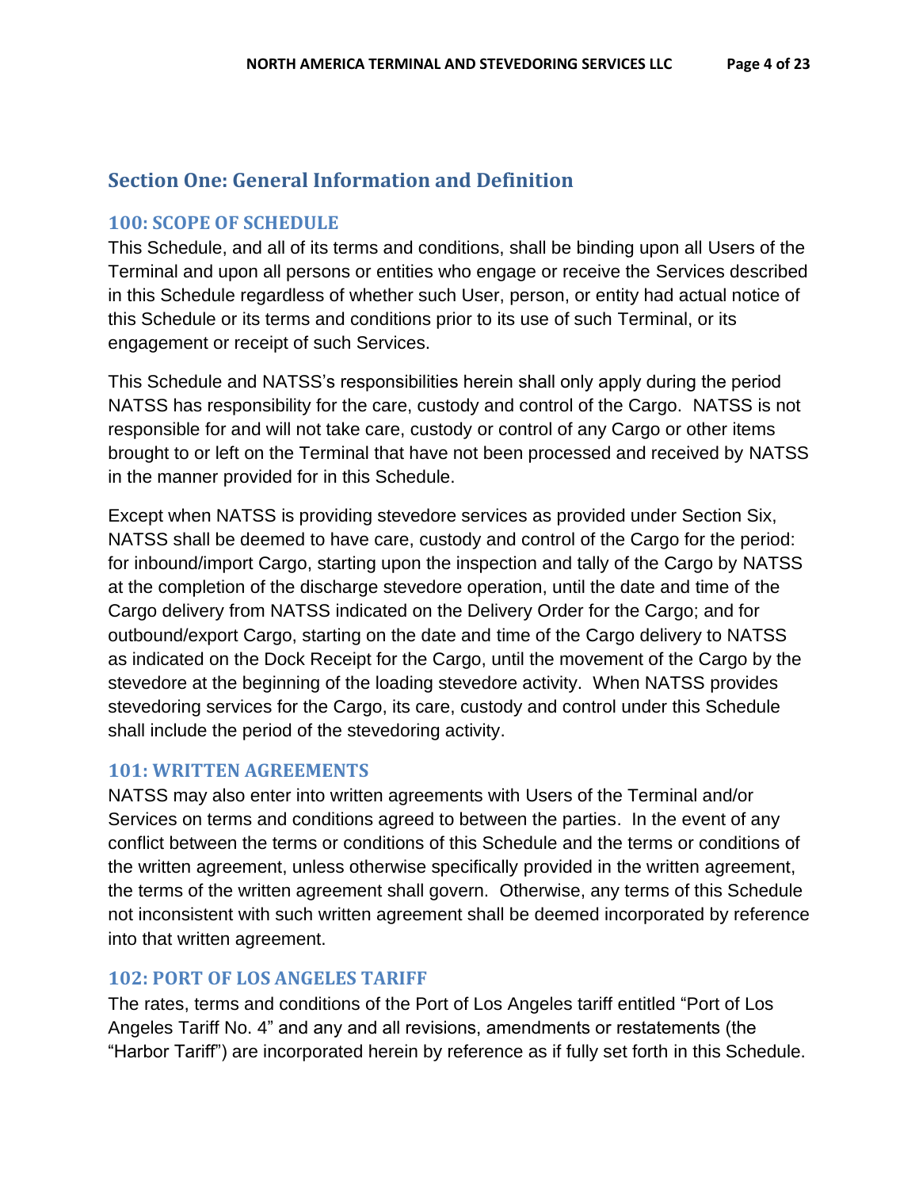## Section One: General Information and Definition

### 100: SCOPE OF SCHEDULE

This Schedule, and all of its terms and conditions, shall be binding upon all Users of the Terminal and upon all persons or entities who engage or receive the Services described in this Schedule regardless of whether such User, person, or entity had actual notice of this Schedule or its terms and conditions prior to its use of such Terminal, or its engagement or receipt of such Services.

This Schedule and NATSS's responsibilities herein shall only apply during the period NATSS has responsibility for the care, custody and control of the Cargo. NATSS is not responsible for and will not take care, custody or control of any Cargo or other items brought to or left on the Terminal that have not been processed and received by NATSS in the manner provided for in this Schedule.

Except when NATSS is providing stevedore services as provided under Section Six, NATSS shall be deemed to have care, custody and control of the Cargo for the period: for inbound/import Cargo, starting upon the inspection and tally of the Cargo by NATSS at the completion of the discharge stevedore operation, until the date and time of the Cargo delivery from NATSS indicated on the Delivery Order for the Cargo; and for outbound/export Cargo, starting on the date and time of the Cargo delivery to NATSS as indicated on the Dock Receipt for the Cargo, until the movement of the Cargo by the stevedore at the beginning of the loading stevedore activity. When NATSS provides stevedoring services for the Cargo, its care, custody and control under this Schedule shall include the period of the stevedoring activity.

### 101: WRITTEN AGREEMENTS

NATSS may also enter into written agreements with Users of the Terminal and/or Services on terms and conditions agreed to between the parties. In the event of any conflict between the terms or conditions of this Schedule and the terms or conditions of the written agreement, unless otherwise specifically provided in the written agreement, the terms of the written agreement shall govern. Otherwise, any terms of this Schedule not inconsistent with such written agreement shall be deemed incorporated by reference into that written agreement.

### 102: PORT OF LOS ANGELES TARIFF

The rates, terms and conditions of the Port of Los Angeles tariff entitled "Port of Los Angeles Tariff No. 4" and any and all revisions, amendments or restatements (the "Harbor Tariff") are incorporated herein by reference as if fully set forth in this Schedule.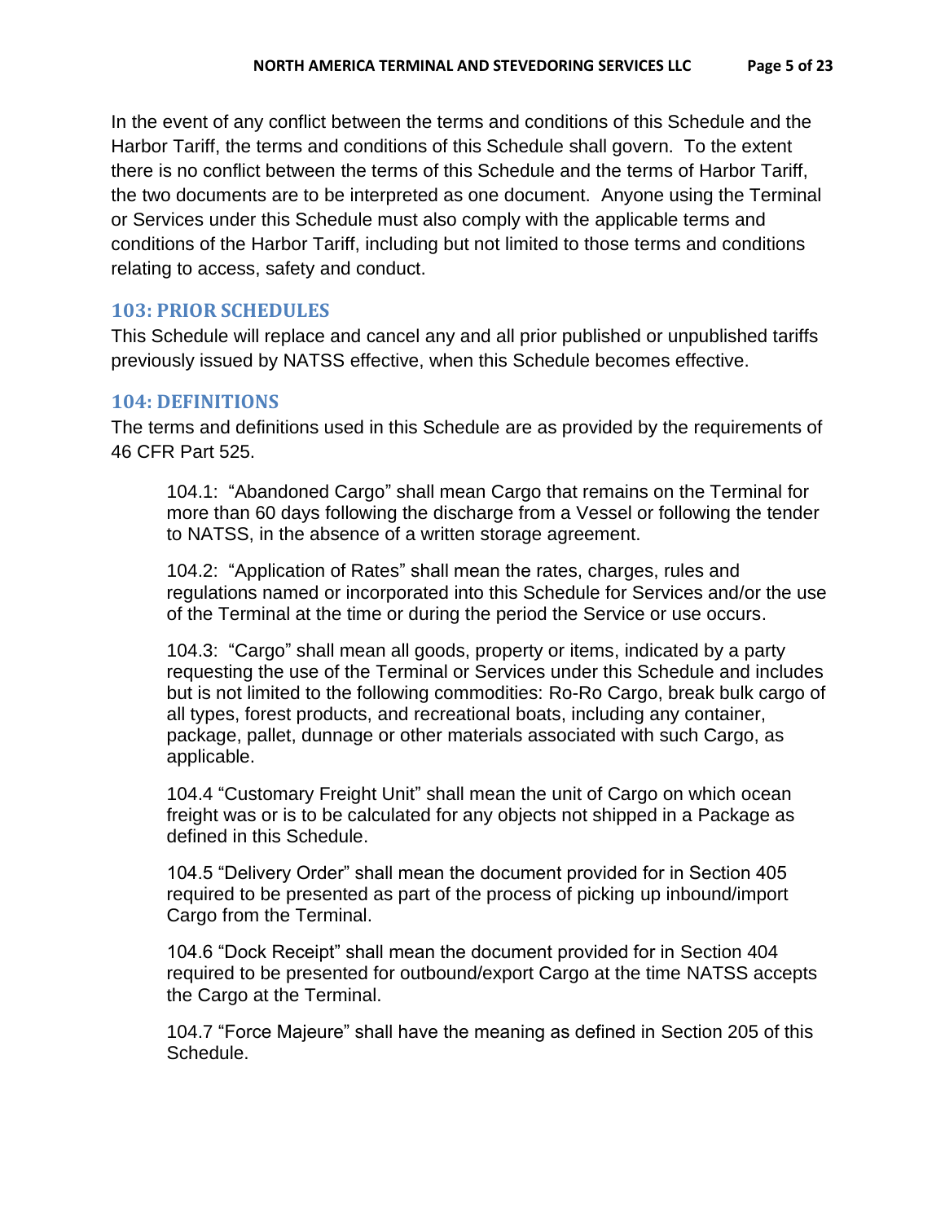In the event of any conflict between the terms and conditions of this Schedule and the Harbor Tariff, the terms and conditions of this Schedule shall govern. To the extent there is no conflict between the terms of this Schedule and the terms of Harbor Tariff, the two documents are to be interpreted as one document. Anyone using the Terminal or Services under this Schedule must also comply with the applicable terms and conditions of the Harbor Tariff, including but not limited to those terms and conditions relating to access, safety and conduct.

## 103: PRIOR SCHEDULES

This Schedule will replace and cancel any and all prior published or unpublished tariffs previously issued by NATSS effective, when this Schedule becomes effective.

## 104: DEFINITIONS

The terms and definitions used in this Schedule are as provided by the requirements of 46 CFR Part 525.

104.1: "Abandoned Cargo" shall mean Cargo that remains on the Terminal for more than 60 days following the discharge from a Vessel or following the tender to NATSS, in the absence of a written storage agreement.

104.2: "Application of Rates" shall mean the rates, charges, rules and regulations named or incorporated into this Schedule for Services and/or the use of the Terminal at the time or during the period the Service or use occurs.

104.3: "Cargo" shall mean all goods, property or items, indicated by a party requesting the use of the Terminal or Services under this Schedule and includes but is not limited to the following commodities: Ro-Ro Cargo, break bulk cargo of all types, forest products, and recreational boats, including any container, package, pallet, dunnage or other materials associated with such Cargo, as applicable.

104.4 "Customary Freight Unit" shall mean the unit of Cargo on which ocean freight was or is to be calculated for any objects not shipped in a Package as defined in this Schedule.

104.5 "Delivery Order" shall mean the document provided for in Section 405 required to be presented as part of the process of picking up inbound/import Cargo from the Terminal.

104.6 "Dock Receipt" shall mean the document provided for in Section 404 required to be presented for outbound/export Cargo at the time NATSS accepts the Cargo at the Terminal.

104.7 "Force Majeure" shall have the meaning as defined in Section 205 of this Schedule.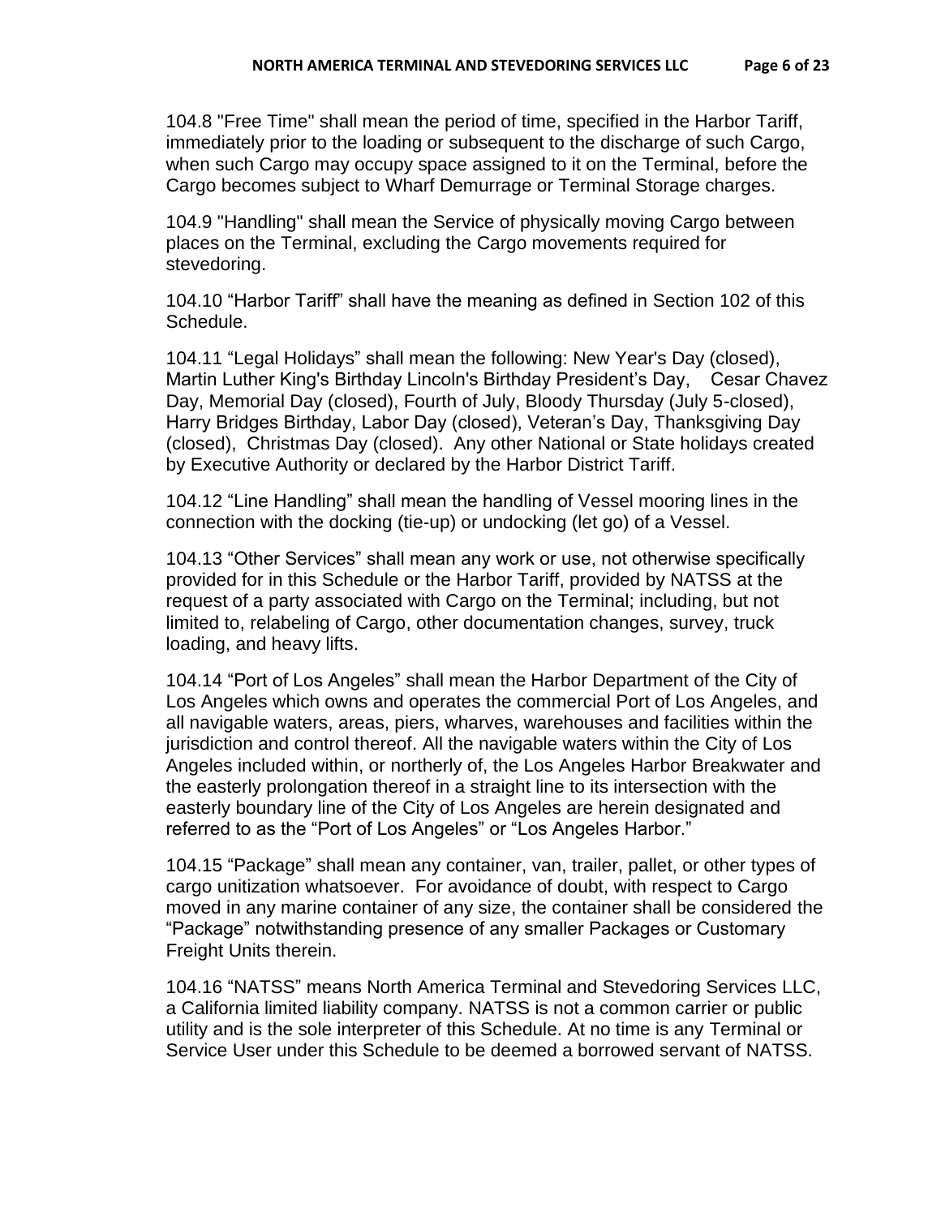104.8 "Free Time" shall mean the period of time, specified in the Harbor Tariff, immediately prior to the loading or subsequent to the discharge of such Cargo, when such Cargo may occupy space assigned to it on the Terminal, before the Cargo becomes subject to Wharf Demurrage or Terminal Storage charges.

104.9 "Handling" shall mean the Service of physically moving Cargo between places on the Terminal, excluding the Cargo movements required for stevedoring.

104.10 "Harbor Tariff" shall have the meaning as defined in Section 102 of this Schedule.

104.11 "Legal Holidays" shall mean the following: New Year's Day (closed), Martin Luther King's Birthday Lincoln's Birthday President's Day, Cesar Chavez Day, Memorial Day (closed), Fourth of July, Bloody Thursday (July 5-closed), Harry Bridges Birthday, Labor Day (closed), Veteran's Day, Thanksgiving Day (closed), Christmas Day (closed). Any other National or State holidays created by Executive Authority or declared by the Harbor District Tariff.

104.12 "Line Handling" shall mean the handling of Vessel mooring lines in the connection with the docking (tie-up) or undocking (let go) of a Vessel.

104.13 "Other Services" shall mean any work or use, not otherwise specifically provided for in this Schedule or the Harbor Tariff, provided by NATSS at the request of a party associated with Cargo on the Terminal; including, but not limited to, relabeling of Cargo, other documentation changes, survey, truck loading, and heavy lifts.

104.14 "Port of Los Angeles" shall mean the Harbor Department of the City of Los Angeles which owns and operates the commercial Port of Los Angeles, and all navigable waters, areas, piers, wharves, warehouses and facilities within the jurisdiction and control thereof. All the navigable waters within the City of Los Angeles included within, or northerly of, the Los Angeles Harbor Breakwater and the easterly prolongation thereof in a straight line to its intersection with the easterly boundary line of the City of Los Angeles are herein designated and referred to as the "Port of Los Angeles" or "Los Angeles Harbor."

104.15 "Package" shall mean any container, van, trailer, pallet, or other types of cargo unitization whatsoever. For avoidance of doubt, with respect to Cargo moved in any marine container of any size, the container shall be considered the "Package" notwithstanding presence of any smaller Packages or Customary Freight Units therein.

104.16 "NATSS" means North America Terminal and Stevedoring Services LLC, a California limited liability company. NATSS is not a common carrier or public utility and is the sole interpreter of this Schedule. At no time is any Terminal or Service User under this Schedule to be deemed a borrowed servant of NATSS.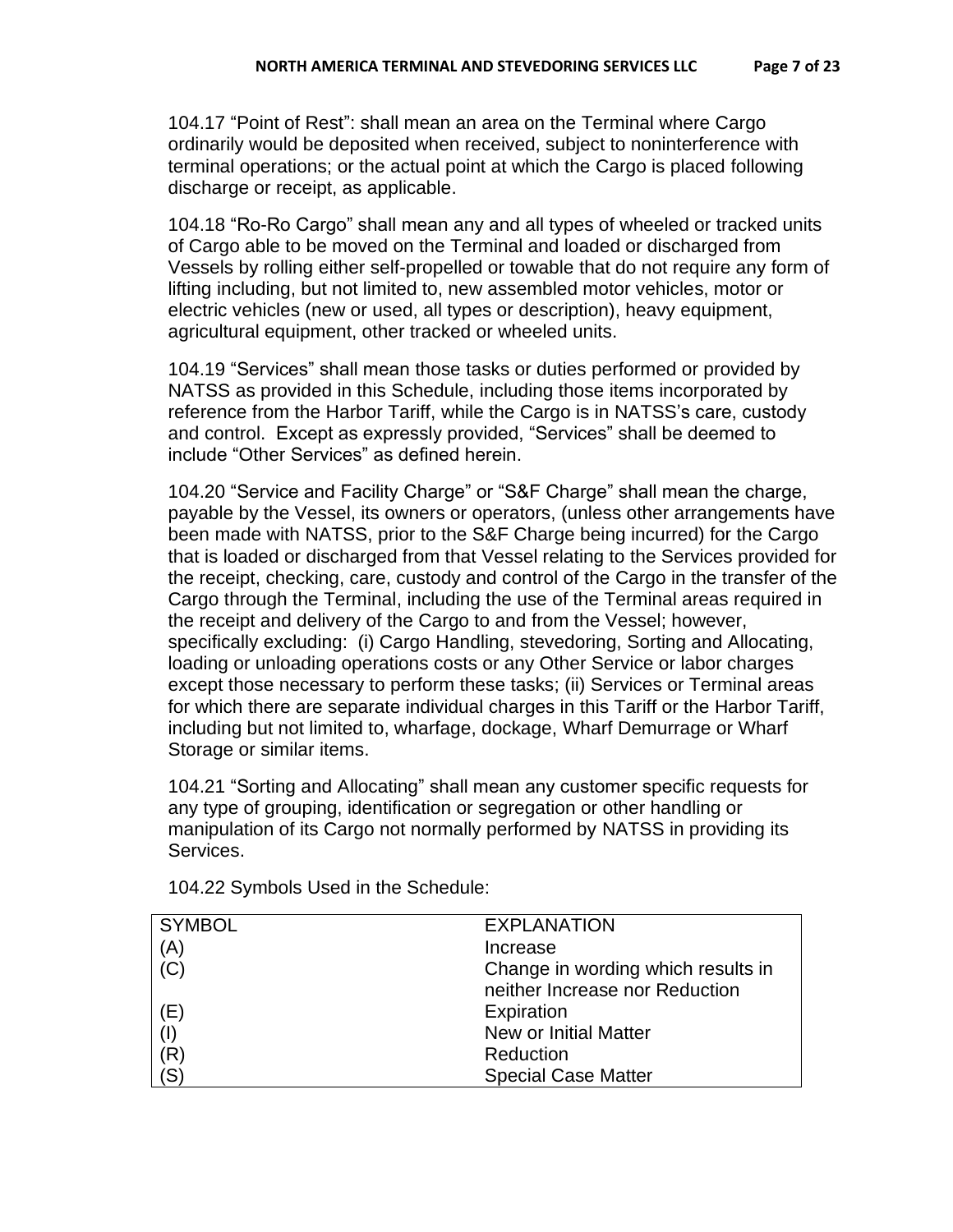104.17 “Point of Rest”: shall mean an area on the Terminal where Cargo ordinarily would be deposited when received, subject to noninterference with terminal operations; or the actual point at which the Cargo is placed following discharge or receipt, as applicable.

104.18 “Ro-Ro Cargo” shall mean any and all types of wheeled or tracked units of Cargo able to be moved on the Terminal and loaded or discharged from Vessels by rolling either self-propelled or towable that do not require any form of lifting including, but not limited to, new assembled motor vehicles, motor or electric vehicles (new or used, all types or description), heavy equipment, agricultural equipment, other tracked or wheeled units.

104.19 “Services” shall mean those tasks or duties performed or provided by NATSS as provided in this Schedule, including those items incorporated by reference from the Harbor Tariff, while the Cargo is in NATSS’s care, custody and control. Except as expressly provided, “Services” shall be deemed to include “Other Services” as defined herein.

104.20 “Service and Facility Charge” or “S&F Charge” shall mean the charge, payable by the Vessel, its owners or operators, (unless other arrangements have been made with NATSS, prior to the S&F Charge being incurred) for the Cargo that is loaded or discharged from that Vessel relating to the Services provided for the receipt, checking, care, custody and control of the Cargo in the transfer of the Cargo through the Terminal, including the use of the Terminal areas required in the receipt and delivery of the Cargo to and from the Vessel; however, specifically excluding: (i) Cargo Handling, stevedoring, Sorting and Allocating, loading or unloading operations costs or any Other Service or labor charges except those necessary to perform these tasks; (ii) Services or Terminal areas for which there are separate individual charges in this Tariff or the Harbor Tariff, including but not limited to, wharfage, dockage, Wharf Demurrage or Wharf Storage or similar items.

104.21 “Sorting and Allocating” shall mean any customer specific requests for any type of grouping, identification or segregation or other handling or manipulation of its Cargo not normally performed by NATSS in providing its Services.

104.22 Symbols Used in the Schedule:

| SYMBOL | EXPLANATION |
|---|---|
| (A) | Increase |
| (C) | Change in wording which results in neither Increase nor Reduction |
| (E) | Expiration |
| (I) | New or Initial Matter |
| (R) | Reduction |
| (S) | Special Case Matter |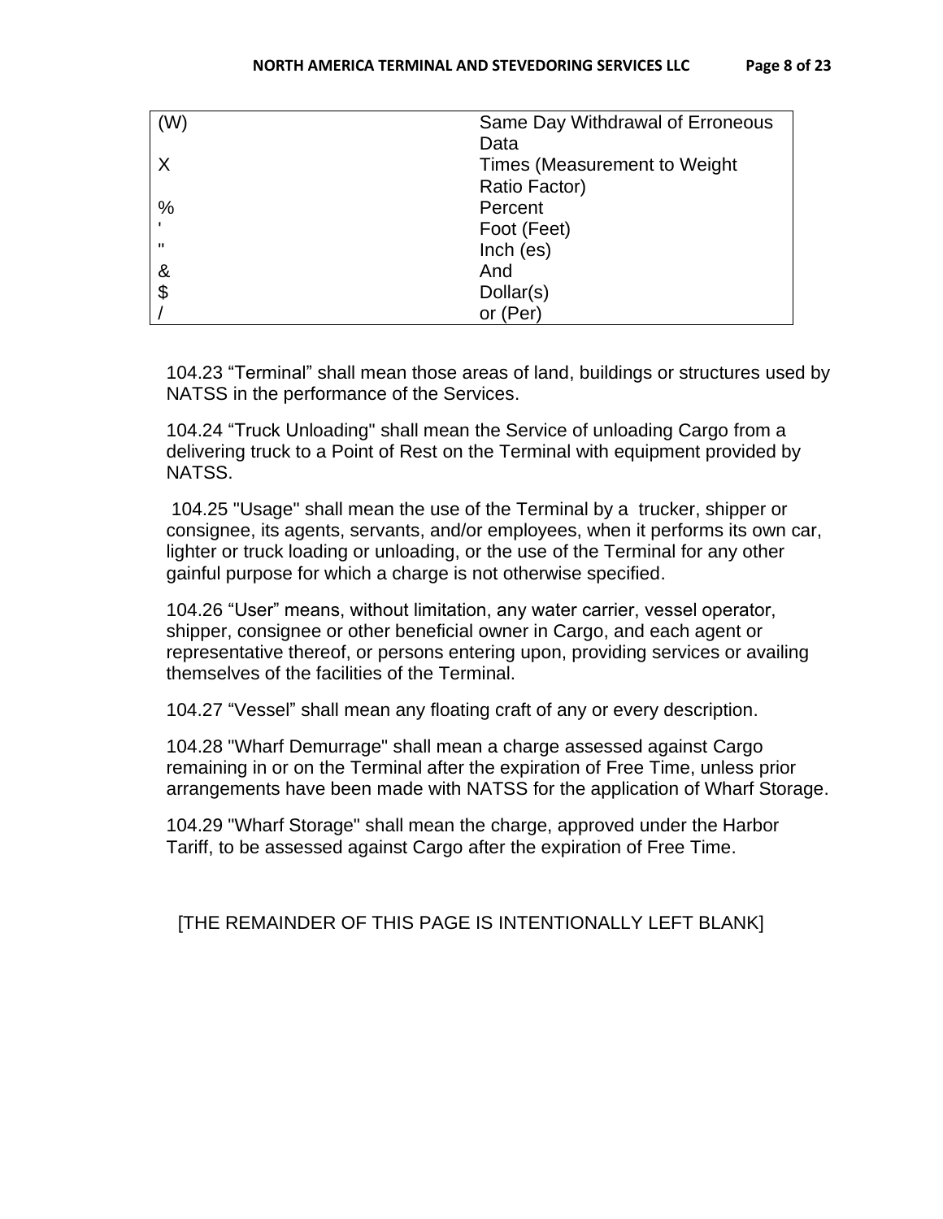| | |
|---|---|
| (W) | Same Day Withdrawal of Erroneous Data |
| X | Times (Measurement to Weight Ratio Factor) |
| % | Percent |
| ' | Foot (Feet) |
| " | Inch (es) |
| & | And |
| $ | Dollar(s) |
| / | or (Per) |

104.23 “Terminal” shall mean those areas of land, buildings or structures used by NATSS in the performance of the Services.

104.24 “Truck Unloading" shall mean the Service of unloading Cargo from a delivering truck to a Point of Rest on the Terminal with equipment provided by NATSS.

104.25 "Usage" shall mean the use of the Terminal by a trucker, shipper or consignee, its agents, servants, and/or employees, when it performs its own car, lighter or truck loading or unloading, or the use of the Terminal for any other gainful purpose for which a charge is not otherwise specified.

104.26 “User” means, without limitation, any water carrier, vessel operator, shipper, consignee or other beneficial owner in Cargo, and each agent or representative thereof, or persons entering upon, providing services or availing themselves of the facilities of the Terminal.

104.27 “Vessel” shall mean any floating craft of any or every description.

104.28 "Wharf Demurrage" shall mean a charge assessed against Cargo remaining in or on the Terminal after the expiration of Free Time, unless prior arrangements have been made with NATSS for the application of Wharf Storage.

104.29 "Wharf Storage" shall mean the charge, approved under the Harbor Tariff, to be assessed against Cargo after the expiration of Free Time.

[THE REMAINDER OF THIS PAGE IS INTENTIONALLY LEFT BLANK]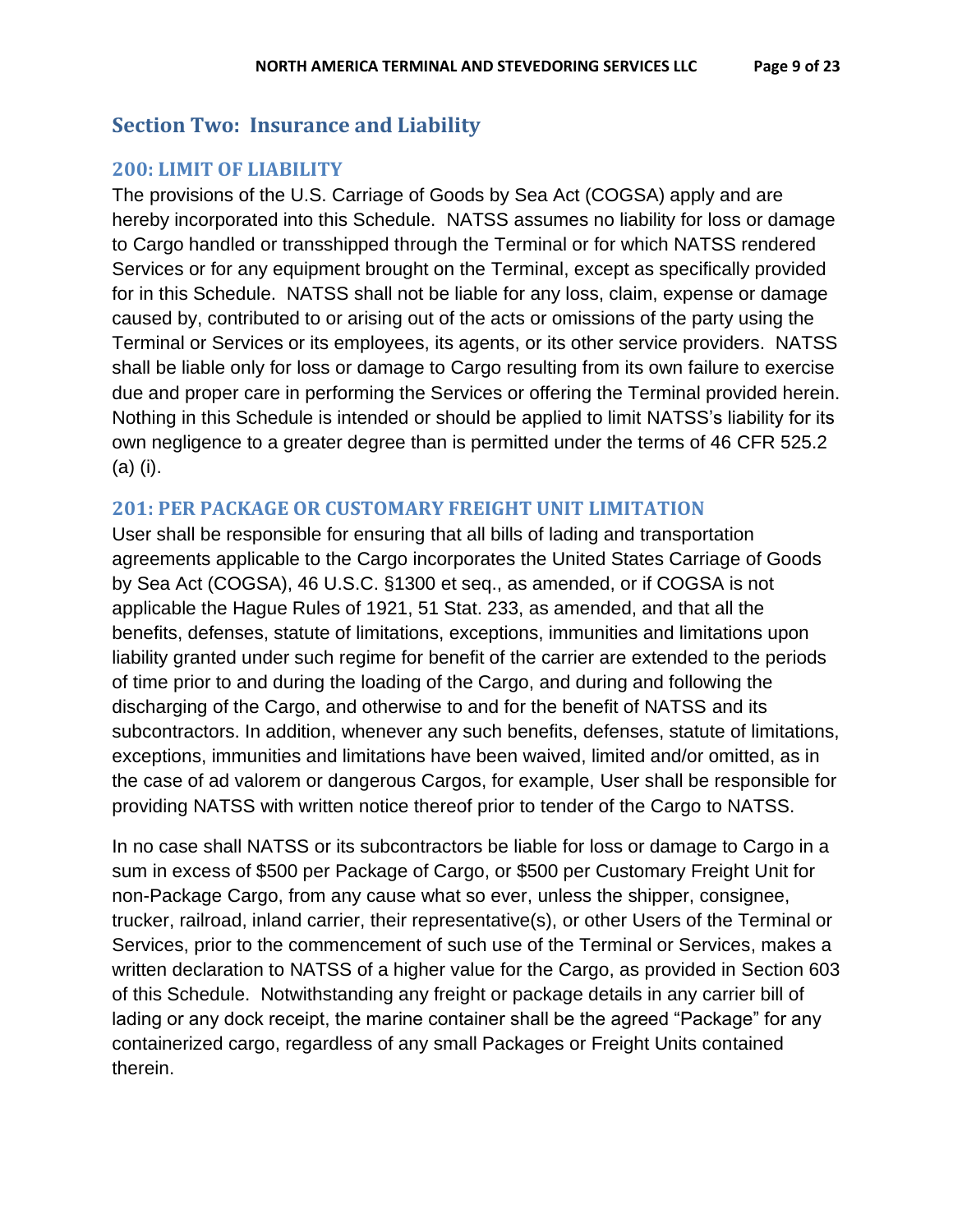## Section Two: Insurance and Liability

### 200: LIMIT OF LIABILITY

The provisions of the U.S. Carriage of Goods by Sea Act (COGSA) apply and are hereby incorporated into this Schedule. NATSS assumes no liability for loss or damage to Cargo handled or transshipped through the Terminal or for which NATSS rendered Services or for any equipment brought on the Terminal, except as specifically provided for in this Schedule. NATSS shall not be liable for any loss, claim, expense or damage caused by, contributed to or arising out of the acts or omissions of the party using the Terminal or Services or its employees, its agents, or its other service providers. NATSS shall be liable only for loss or damage to Cargo resulting from its own failure to exercise due and proper care in performing the Services or offering the Terminal provided herein. Nothing in this Schedule is intended or should be applied to limit NATSS's liability for its own negligence to a greater degree than is permitted under the terms of 46 CFR 525.2 (a) (i).

### 201: PER PACKAGE OR CUSTOMARY FREIGHT UNIT LIMITATION

User shall be responsible for ensuring that all bills of lading and transportation agreements applicable to the Cargo incorporates the United States Carriage of Goods by Sea Act (COGSA), 46 U.S.C. §1300 et seq., as amended, or if COGSA is not applicable the Hague Rules of 1921, 51 Stat. 233, as amended, and that all the benefits, defenses, statute of limitations, exceptions, immunities and limitations upon liability granted under such regime for benefit of the carrier are extended to the periods of time prior to and during the loading of the Cargo, and during and following the discharging of the Cargo, and otherwise to and for the benefit of NATSS and its subcontractors. In addition, whenever any such benefits, defenses, statute of limitations, exceptions, immunities and limitations have been waived, limited and/or omitted, as in the case of ad valorem or dangerous Cargos, for example, User shall be responsible for providing NATSS with written notice thereof prior to tender of the Cargo to NATSS.

In no case shall NATSS or its subcontractors be liable for loss or damage to Cargo in a sum in excess of $500 per Package of Cargo, or $500 per Customary Freight Unit for non-Package Cargo, from any cause what so ever, unless the shipper, consignee, trucker, railroad, inland carrier, their representative(s), or other Users of the Terminal or Services, prior to the commencement of such use of the Terminal or Services, makes a written declaration to NATSS of a higher value for the Cargo, as provided in Section 603 of this Schedule. Notwithstanding any freight or package details in any carrier bill of lading or any dock receipt, the marine container shall be the agreed "Package" for any containerized cargo, regardless of any small Packages or Freight Units contained therein.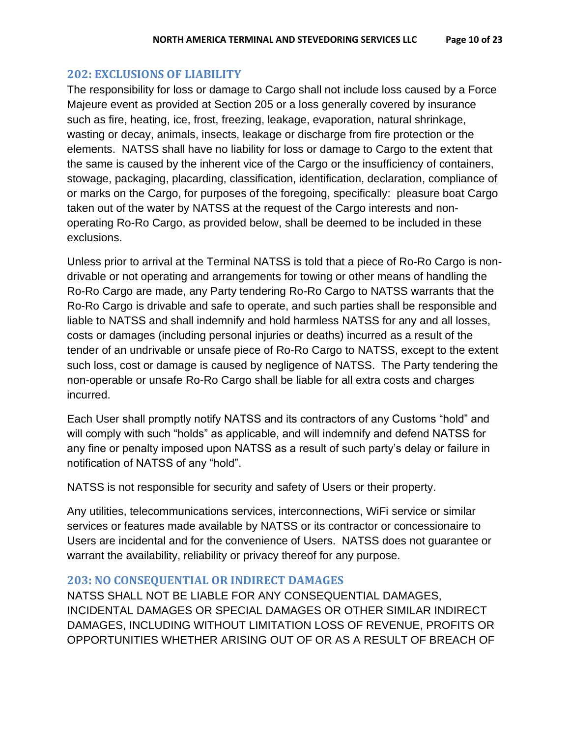## 202: EXCLUSIONS OF LIABILITY

The responsibility for loss or damage to Cargo shall not include loss caused by a Force Majeure event as provided at Section 205 or a loss generally covered by insurance such as fire, heating, ice, frost, freezing, leakage, evaporation, natural shrinkage, wasting or decay, animals, insects, leakage or discharge from fire protection or the elements. NATSS shall have no liability for loss or damage to Cargo to the extent that the same is caused by the inherent vice of the Cargo or the insufficiency of containers, stowage, packaging, placarding, classification, identification, declaration, compliance of or marks on the Cargo, for purposes of the foregoing, specifically: pleasure boat Cargo taken out of the water by NATSS at the request of the Cargo interests and non-operating Ro-Ro Cargo, as provided below, shall be deemed to be included in these exclusions.

Unless prior to arrival at the Terminal NATSS is told that a piece of Ro-Ro Cargo is non-drivable or not operating and arrangements for towing or other means of handling the Ro-Ro Cargo are made, any Party tendering Ro-Ro Cargo to NATSS warrants that the Ro-Ro Cargo is drivable and safe to operate, and such parties shall be responsible and liable to NATSS and shall indemnify and hold harmless NATSS for any and all losses, costs or damages (including personal injuries or deaths) incurred as a result of the tender of an undrivable or unsafe piece of Ro-Ro Cargo to NATSS, except to the extent such loss, cost or damage is caused by negligence of NATSS. The Party tendering the non-operable or unsafe Ro-Ro Cargo shall be liable for all extra costs and charges incurred.

Each User shall promptly notify NATSS and its contractors of any Customs "hold" and will comply with such "holds" as applicable, and will indemnify and defend NATSS for any fine or penalty imposed upon NATSS as a result of such party's delay or failure in notification of NATSS of any "hold".

NATSS is not responsible for security and safety of Users or their property.

Any utilities, telecommunications services, interconnections, WiFi service or similar services or features made available by NATSS or its contractor or concessionaire to Users are incidental and for the convenience of Users. NATSS does not guarantee or warrant the availability, reliability or privacy thereof for any purpose.

## 203: NO CONSEQUENTIAL OR INDIRECT DAMAGES

NATSS SHALL NOT BE LIABLE FOR ANY CONSEQUENTIAL DAMAGES, INCIDENTAL DAMAGES OR SPECIAL DAMAGES OR OTHER SIMILAR INDIRECT DAMAGES, INCLUDING WITHOUT LIMITATION LOSS OF REVENUE, PROFITS OR OPPORTUNITIES WHETHER ARISING OUT OF OR AS A RESULT OF BREACH OF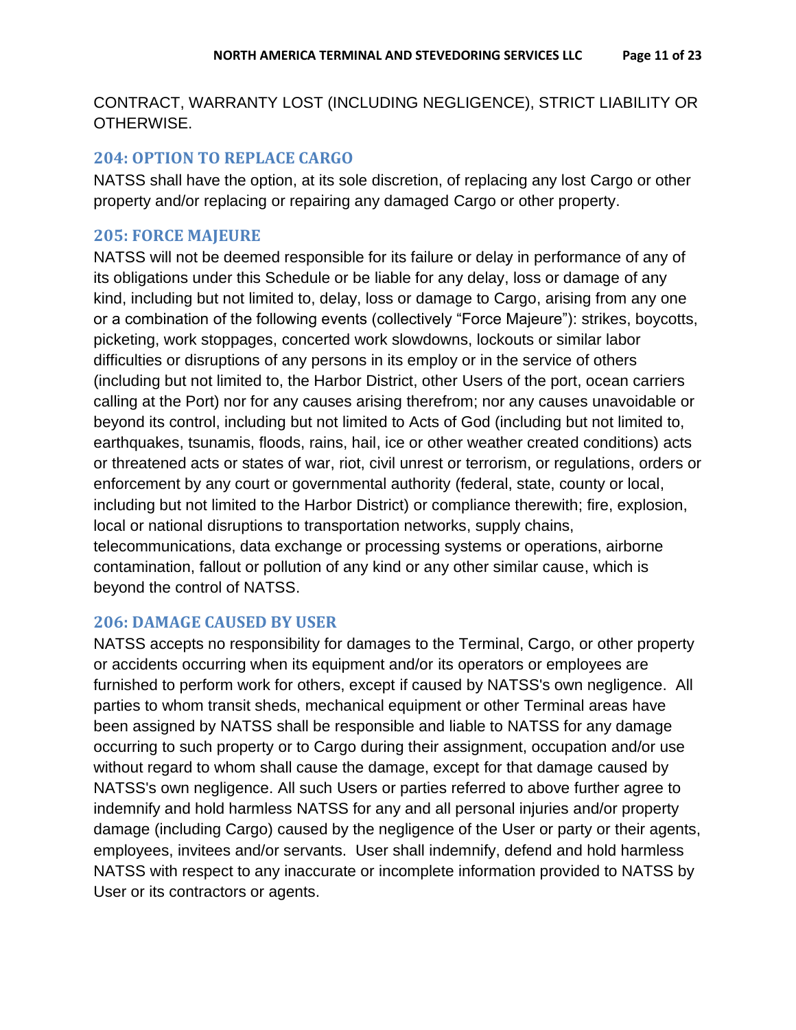CONTRACT, WARRANTY LOST (INCLUDING NEGLIGENCE), STRICT LIABILITY OR OTHERWISE.

### 204: OPTION TO REPLACE CARGO

NATSS shall have the option, at its sole discretion, of replacing any lost Cargo or other property and/or replacing or repairing any damaged Cargo or other property.

### 205: FORCE MAJEURE

NATSS will not be deemed responsible for its failure or delay in performance of any of its obligations under this Schedule or be liable for any delay, loss or damage of any kind, including but not limited to, delay, loss or damage to Cargo, arising from any one or a combination of the following events (collectively "Force Majeure"): strikes, boycotts, picketing, work stoppages, concerted work slowdowns, lockouts or similar labor difficulties or disruptions of any persons in its employ or in the service of others (including but not limited to, the Harbor District, other Users of the port, ocean carriers calling at the Port) nor for any causes arising therefrom; nor any causes unavoidable or beyond its control, including but not limited to Acts of God (including but not limited to, earthquakes, tsunamis, floods, rains, hail, ice or other weather created conditions) acts or threatened acts or states of war, riot, civil unrest or terrorism, or regulations, orders or enforcement by any court or governmental authority (federal, state, county or local, including but not limited to the Harbor District) or compliance therewith; fire, explosion, local or national disruptions to transportation networks, supply chains, telecommunications, data exchange or processing systems or operations, airborne contamination, fallout or pollution of any kind or any other similar cause, which is beyond the control of NATSS.

### 206: DAMAGE CAUSED BY USER

NATSS accepts no responsibility for damages to the Terminal, Cargo, or other property or accidents occurring when its equipment and/or its operators or employees are furnished to perform work for others, except if caused by NATSS's own negligence. All parties to whom transit sheds, mechanical equipment or other Terminal areas have been assigned by NATSS shall be responsible and liable to NATSS for any damage occurring to such property or to Cargo during their assignment, occupation and/or use without regard to whom shall cause the damage, except for that damage caused by NATSS's own negligence. All such Users or parties referred to above further agree to indemnify and hold harmless NATSS for any and all personal injuries and/or property damage (including Cargo) caused by the negligence of the User or party or their agents, employees, invitees and/or servants. User shall indemnify, defend and hold harmless NATSS with respect to any inaccurate or incomplete information provided to NATSS by User or its contractors or agents.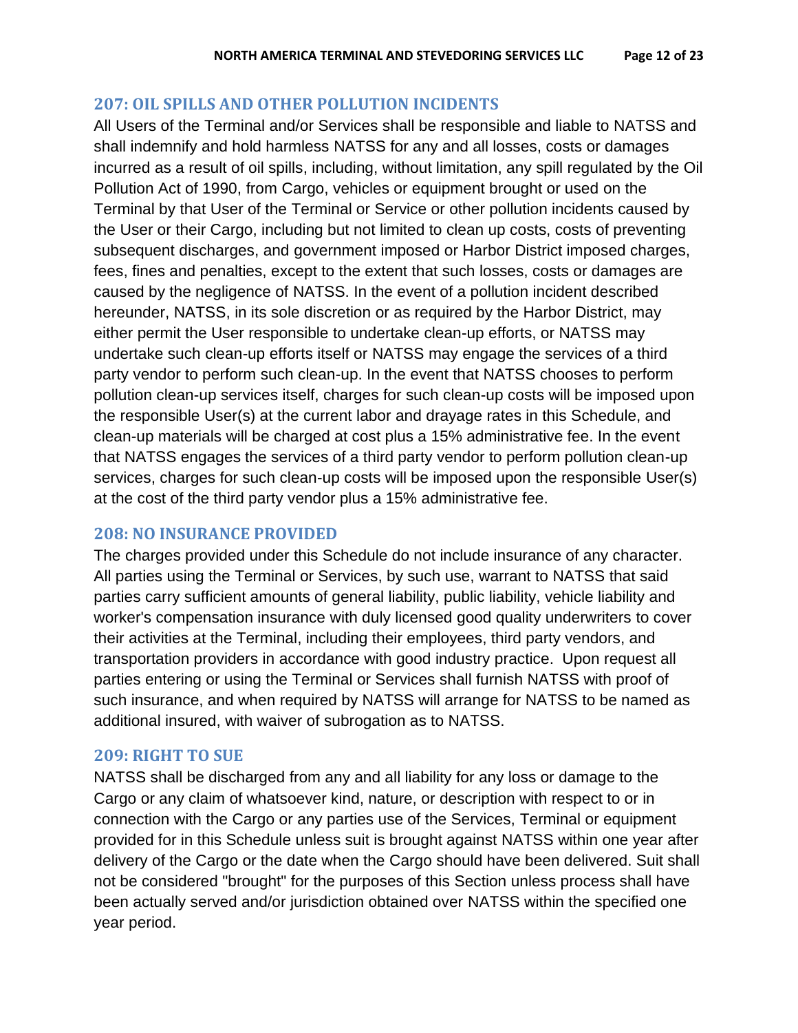## 207: OIL SPILLS AND OTHER POLLUTION INCIDENTS

All Users of the Terminal and/or Services shall be responsible and liable to NATSS and shall indemnify and hold harmless NATSS for any and all losses, costs or damages incurred as a result of oil spills, including, without limitation, any spill regulated by the Oil Pollution Act of 1990, from Cargo, vehicles or equipment brought or used on the Terminal by that User of the Terminal or Service or other pollution incidents caused by the User or their Cargo, including but not limited to clean up costs, costs of preventing subsequent discharges, and government imposed or Harbor District imposed charges, fees, fines and penalties, except to the extent that such losses, costs or damages are caused by the negligence of NATSS. In the event of a pollution incident described hereunder, NATSS, in its sole discretion or as required by the Harbor District, may either permit the User responsible to undertake clean-up efforts, or NATSS may undertake such clean-up efforts itself or NATSS may engage the services of a third party vendor to perform such clean-up. In the event that NATSS chooses to perform pollution clean-up services itself, charges for such clean-up costs will be imposed upon the responsible User(s) at the current labor and drayage rates in this Schedule, and clean-up materials will be charged at cost plus a 15% administrative fee. In the event that NATSS engages the services of a third party vendor to perform pollution clean-up services, charges for such clean-up costs will be imposed upon the responsible User(s) at the cost of the third party vendor plus a 15% administrative fee.

## 208: NO INSURANCE PROVIDED

The charges provided under this Schedule do not include insurance of any character. All parties using the Terminal or Services, by such use, warrant to NATSS that said parties carry sufficient amounts of general liability, public liability, vehicle liability and worker's compensation insurance with duly licensed good quality underwriters to cover their activities at the Terminal, including their employees, third party vendors, and transportation providers in accordance with good industry practice. Upon request all parties entering or using the Terminal or Services shall furnish NATSS with proof of such insurance, and when required by NATSS will arrange for NATSS to be named as additional insured, with waiver of subrogation as to NATSS.

## 209: RIGHT TO SUE

NATSS shall be discharged from any and all liability for any loss or damage to the Cargo or any claim of whatsoever kind, nature, or description with respect to or in connection with the Cargo or any parties use of the Services, Terminal or equipment provided for in this Schedule unless suit is brought against NATSS within one year after delivery of the Cargo or the date when the Cargo should have been delivered. Suit shall not be considered "brought" for the purposes of this Section unless process shall have been actually served and/or jurisdiction obtained over NATSS within the specified one year period.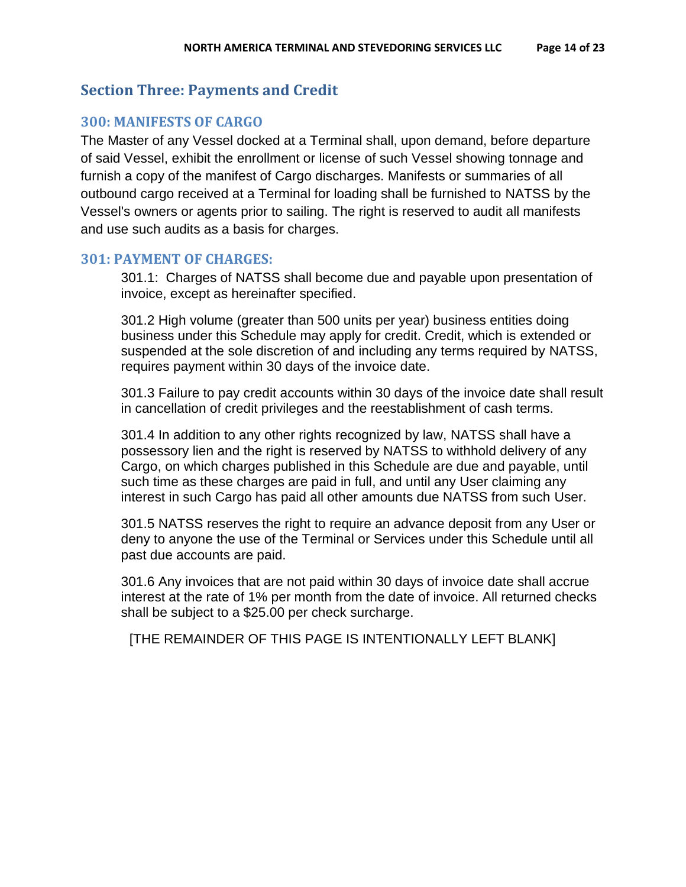# Section Three: Payments and Credit

## 300: MANIFESTS OF CARGO

The Master of any Vessel docked at a Terminal shall, upon demand, before departure of said Vessel, exhibit the enrollment or license of such Vessel showing tonnage and furnish a copy of the manifest of Cargo discharges. Manifests or summaries of all outbound cargo received at a Terminal for loading shall be furnished to NATSS by the Vessel's owners or agents prior to sailing. The right is reserved to audit all manifests and use such audits as a basis for charges.

## 301: PAYMENT OF CHARGES:

301.1: Charges of NATSS shall become due and payable upon presentation of invoice, except as hereinafter specified.

301.2 High volume (greater than 500 units per year) business entities doing business under this Schedule may apply for credit. Credit, which is extended or suspended at the sole discretion of and including any terms required by NATSS, requires payment within 30 days of the invoice date.

301.3 Failure to pay credit accounts within 30 days of the invoice date shall result in cancellation of credit privileges and the reestablishment of cash terms.

301.4 In addition to any other rights recognized by law, NATSS shall have a possessory lien and the right is reserved by NATSS to withhold delivery of any Cargo, on which charges published in this Schedule are due and payable, until such time as these charges are paid in full, and until any User claiming any interest in such Cargo has paid all other amounts due NATSS from such User.

301.5 NATSS reserves the right to require an advance deposit from any User or deny to anyone the use of the Terminal or Services under this Schedule until all past due accounts are paid.

301.6 Any invoices that are not paid within 30 days of invoice date shall accrue interest at the rate of 1% per month from the date of invoice. All returned checks shall be subject to a $25.00 per check surcharge.

[THE REMAINDER OF THIS PAGE IS INTENTIONALLY LEFT BLANK]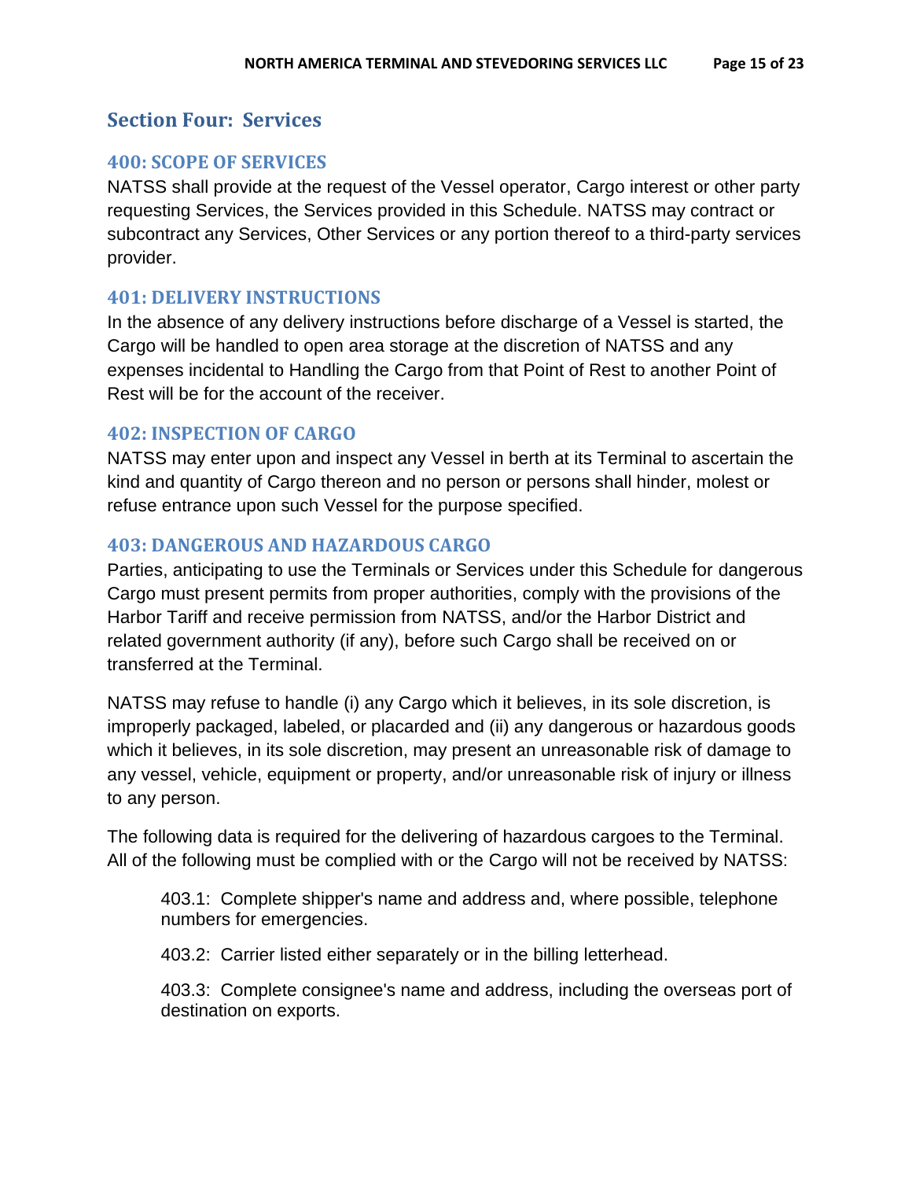# Section Four: Services

## 400: SCOPE OF SERVICES

NATSS shall provide at the request of the Vessel operator, Cargo interest or other party requesting Services, the Services provided in this Schedule. NATSS may contract or subcontract any Services, Other Services or any portion thereof to a third-party services provider.

## 401: DELIVERY INSTRUCTIONS

In the absence of any delivery instructions before discharge of a Vessel is started, the Cargo will be handled to open area storage at the discretion of NATSS and any expenses incidental to Handling the Cargo from that Point of Rest to another Point of Rest will be for the account of the receiver.

## 402: INSPECTION OF CARGO

NATSS may enter upon and inspect any Vessel in berth at its Terminal to ascertain the kind and quantity of Cargo thereon and no person or persons shall hinder, molest or refuse entrance upon such Vessel for the purpose specified.

## 403: DANGEROUS AND HAZARDOUS CARGO

Parties, anticipating to use the Terminals or Services under this Schedule for dangerous Cargo must present permits from proper authorities, comply with the provisions of the Harbor Tariff and receive permission from NATSS, and/or the Harbor District and related government authority (if any), before such Cargo shall be received on or transferred at the Terminal.

NATSS may refuse to handle (i) any Cargo which it believes, in its sole discretion, is improperly packaged, labeled, or placarded and (ii) any dangerous or hazardous goods which it believes, in its sole discretion, may present an unreasonable risk of damage to any vessel, vehicle, equipment or property, and/or unreasonable risk of injury or illness to any person.

The following data is required for the delivering of hazardous cargoes to the Terminal. All of the following must be complied with or the Cargo will not be received by NATSS:

403.1: Complete shipper's name and address and, where possible, telephone numbers for emergencies.

403.2: Carrier listed either separately or in the billing letterhead.

403.3: Complete consignee's name and address, including the overseas port of destination on exports.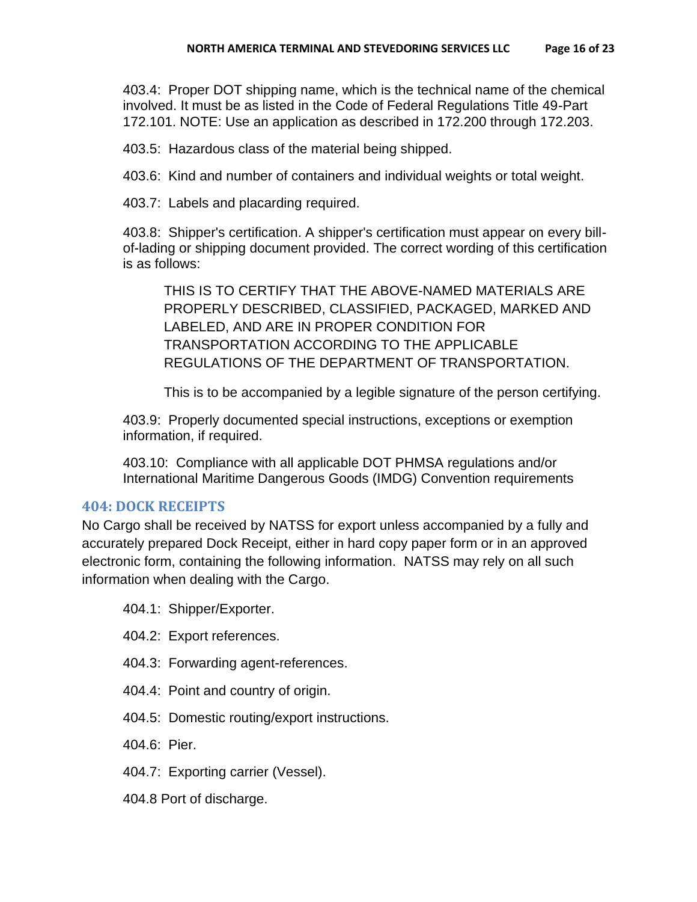403.4: Proper DOT shipping name, which is the technical name of the chemical involved. It must be as listed in the Code of Federal Regulations Title 49-Part 172.101. NOTE: Use an application as described in 172.200 through 172.203.

403.5: Hazardous class of the material being shipped.

403.6: Kind and number of containers and individual weights or total weight.

403.7: Labels and placarding required.

403.8: Shipper's certification. A shipper's certification must appear on every bill-of-lading or shipping document provided. The correct wording of this certification is as follows:

> THIS IS TO CERTIFY THAT THE ABOVE-NAMED MATERIALS ARE PROPERLY DESCRIBED, CLASSIFIED, PACKAGED, MARKED AND LABELED, AND ARE IN PROPER CONDITION FOR TRANSPORTATION ACCORDING TO THE APPLICABLE REGULATIONS OF THE DEPARTMENT OF TRANSPORTATION.
>
> This is to be accompanied by a legible signature of the person certifying.

403.9: Properly documented special instructions, exceptions or exemption information, if required.

403.10: Compliance with all applicable DOT PHMSA regulations and/or International Maritime Dangerous Goods (IMDG) Convention requirements

## 404: DOCK RECEIPTS

No Cargo shall be received by NATSS for export unless accompanied by a fully and accurately prepared Dock Receipt, either in hard copy paper form or in an approved electronic form, containing the following information. NATSS may rely on all such information when dealing with the Cargo.

404.1: Shipper/Exporter.

404.2: Export references.

404.3: Forwarding agent-references.

404.4: Point and country of origin.

404.5: Domestic routing/export instructions.

404.6: Pier.

404.7: Exporting carrier (Vessel).

404.8 Port of discharge.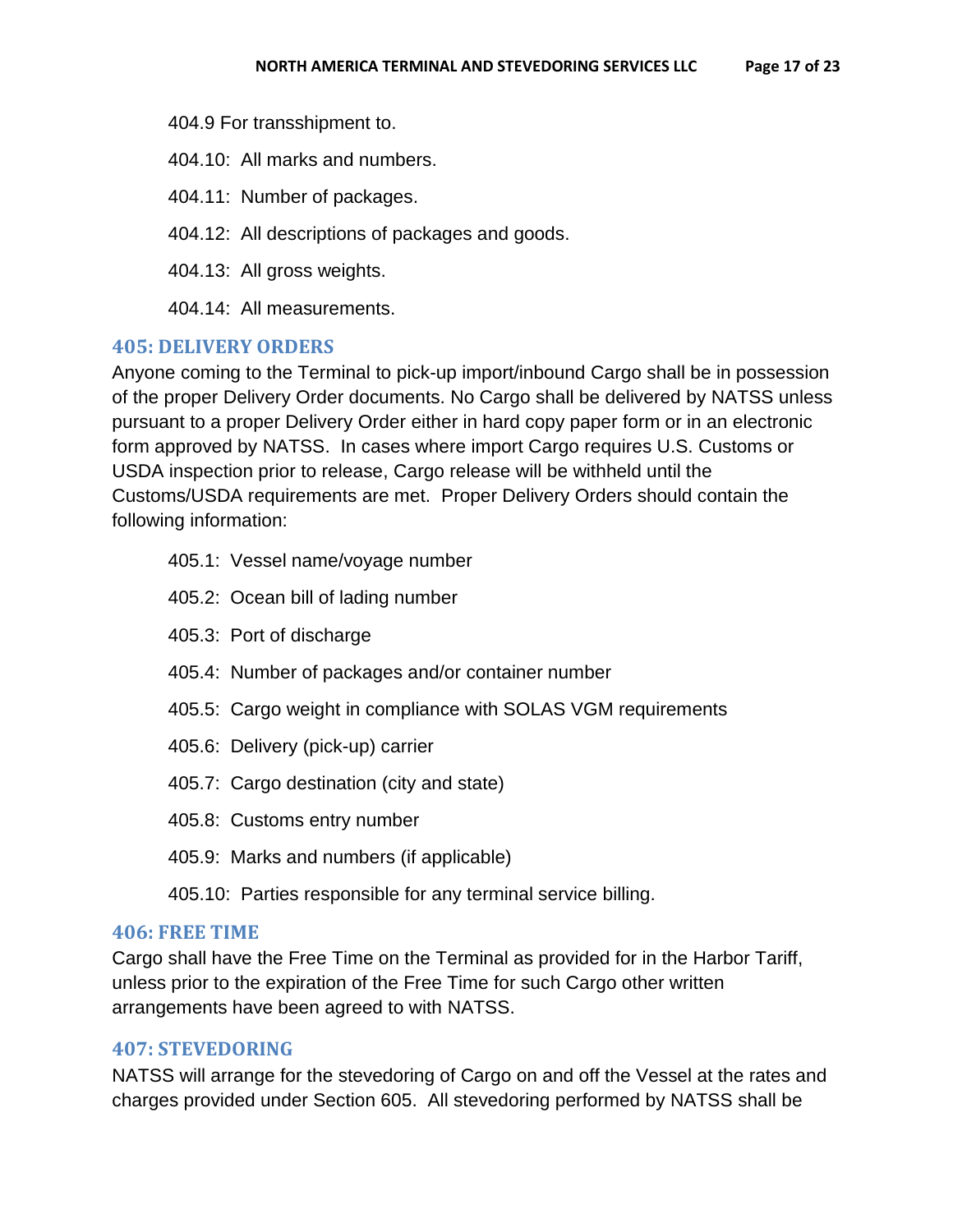404.9 For transshipment to.

404.10: All marks and numbers.

404.11: Number of packages.

404.12: All descriptions of packages and goods.

404.13: All gross weights.

404.14: All measurements.

## 405: DELIVERY ORDERS

Anyone coming to the Terminal to pick-up import/inbound Cargo shall be in possession of the proper Delivery Order documents. No Cargo shall be delivered by NATSS unless pursuant to a proper Delivery Order either in hard copy paper form or in an electronic form approved by NATSS. In cases where import Cargo requires U.S. Customs or USDA inspection prior to release, Cargo release will be withheld until the Customs/USDA requirements are met. Proper Delivery Orders should contain the following information:

405.1: Vessel name/voyage number

405.2: Ocean bill of lading number

405.3: Port of discharge

405.4: Number of packages and/or container number

405.5: Cargo weight in compliance with SOLAS VGM requirements

405.6: Delivery (pick-up) carrier

405.7: Cargo destination (city and state)

405.8: Customs entry number

405.9: Marks and numbers (if applicable)

405.10: Parties responsible for any terminal service billing.

## 406: FREE TIME

Cargo shall have the Free Time on the Terminal as provided for in the Harbor Tariff, unless prior to the expiration of the Free Time for such Cargo other written arrangements have been agreed to with NATSS.

## 407: STEVEDORING

NATSS will arrange for the stevedoring of Cargo on and off the Vessel at the rates and charges provided under Section 605. All stevedoring performed by NATSS shall be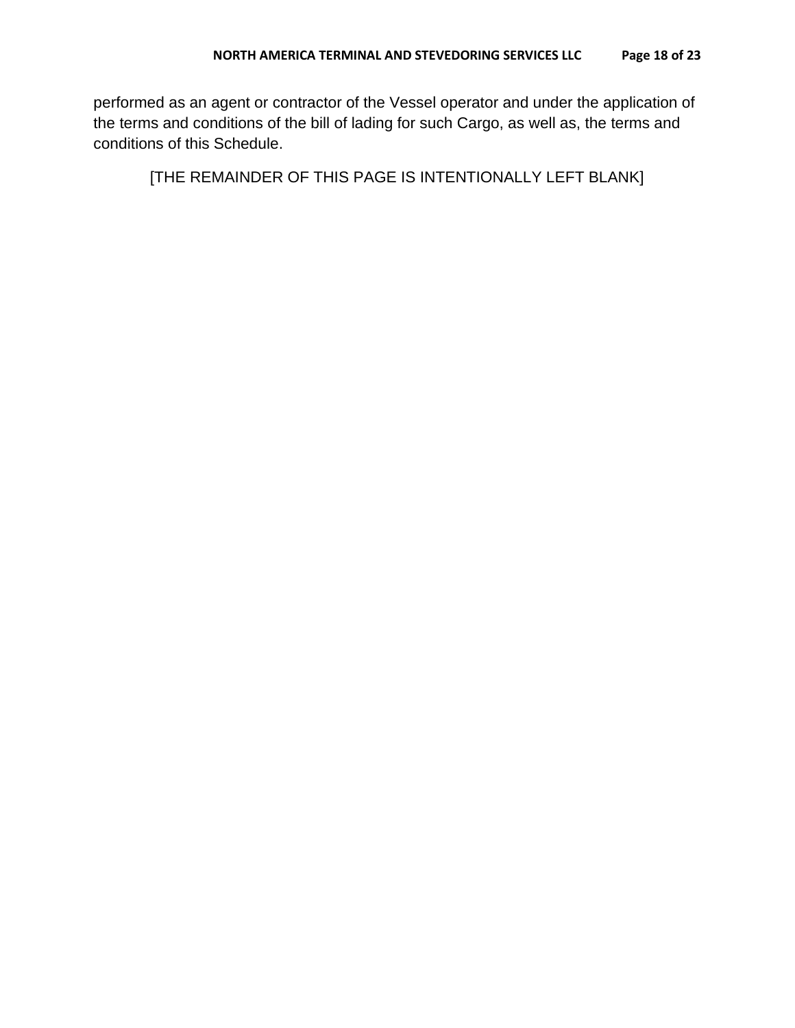performed as an agent or contractor of the Vessel operator and under the application of the terms and conditions of the bill of lading for such Cargo, as well as, the terms and conditions of this Schedule.

[THE REMAINDER OF THIS PAGE IS INTENTIONALLY LEFT BLANK]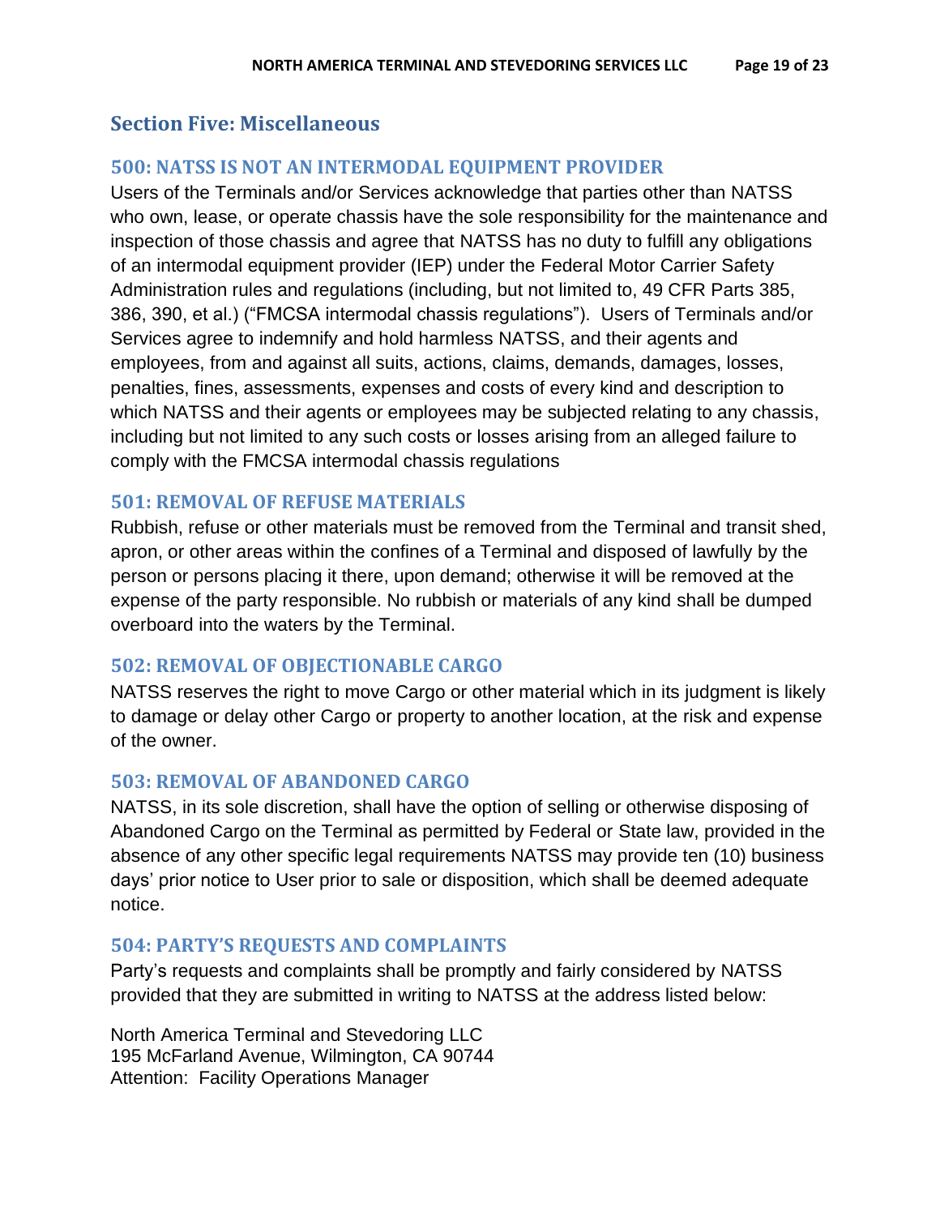## Section Five: Miscellaneous

### 500: NATSS IS NOT AN INTERMODAL EQUIPMENT PROVIDER

Users of the Terminals and/or Services acknowledge that parties other than NATSS who own, lease, or operate chassis have the sole responsibility for the maintenance and inspection of those chassis and agree that NATSS has no duty to fulfill any obligations of an intermodal equipment provider (IEP) under the Federal Motor Carrier Safety Administration rules and regulations (including, but not limited to, 49 CFR Parts 385, 386, 390, et al.) ("FMCSA intermodal chassis regulations"). Users of Terminals and/or Services agree to indemnify and hold harmless NATSS, and their agents and employees, from and against all suits, actions, claims, demands, damages, losses, penalties, fines, assessments, expenses and costs of every kind and description to which NATSS and their agents or employees may be subjected relating to any chassis, including but not limited to any such costs or losses arising from an alleged failure to comply with the FMCSA intermodal chassis regulations

### 501: REMOVAL OF REFUSE MATERIALS

Rubbish, refuse or other materials must be removed from the Terminal and transit shed, apron, or other areas within the confines of a Terminal and disposed of lawfully by the person or persons placing it there, upon demand; otherwise it will be removed at the expense of the party responsible. No rubbish or materials of any kind shall be dumped overboard into the waters by the Terminal.

### 502: REMOVAL OF OBJECTIONABLE CARGO

NATSS reserves the right to move Cargo or other material which in its judgment is likely to damage or delay other Cargo or property to another location, at the risk and expense of the owner.

### 503: REMOVAL OF ABANDONED CARGO

NATSS, in its sole discretion, shall have the option of selling or otherwise disposing of Abandoned Cargo on the Terminal as permitted by Federal or State law, provided in the absence of any other specific legal requirements NATSS may provide ten (10) business days' prior notice to User prior to sale or disposition, which shall be deemed adequate notice.

### 504: PARTY'S REQUESTS AND COMPLAINTS

Party's requests and complaints shall be promptly and fairly considered by NATSS provided that they are submitted in writing to NATSS at the address listed below:

North America Terminal and Stevedoring LLC
195 McFarland Avenue, Wilmington, CA 90744
Attention: Facility Operations Manager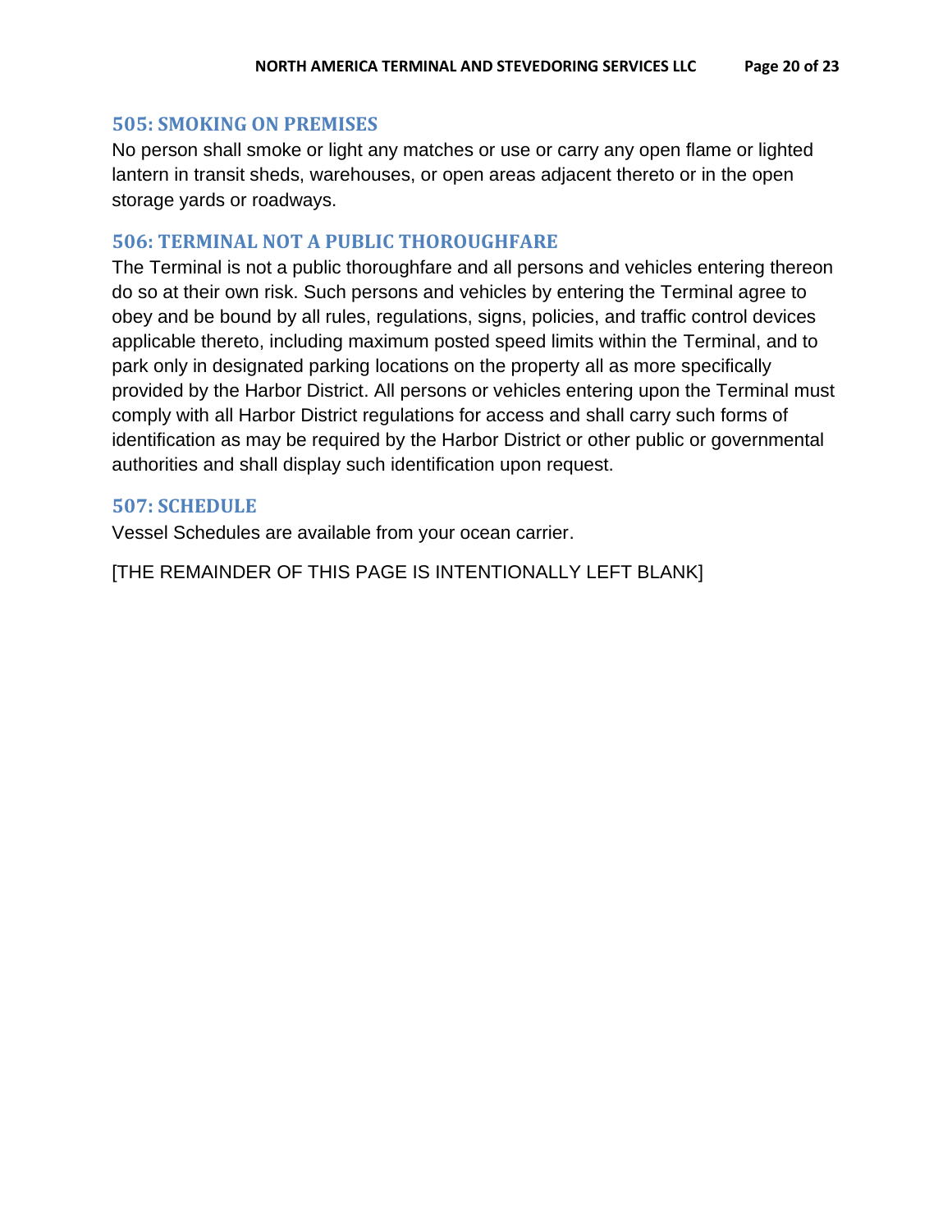## 505: SMOKING ON PREMISES

No person shall smoke or light any matches or use or carry any open flame or lighted lantern in transit sheds, warehouses, or open areas adjacent thereto or in the open storage yards or roadways.

## 506: TERMINAL NOT A PUBLIC THOROUGHFARE

The Terminal is not a public thoroughfare and all persons and vehicles entering thereon do so at their own risk. Such persons and vehicles by entering the Terminal agree to obey and be bound by all rules, regulations, signs, policies, and traffic control devices applicable thereto, including maximum posted speed limits within the Terminal, and to park only in designated parking locations on the property all as more specifically provided by the Harbor District. All persons or vehicles entering upon the Terminal must comply with all Harbor District regulations for access and shall carry such forms of identification as may be required by the Harbor District or other public or governmental authorities and shall display such identification upon request.

## 507: SCHEDULE

Vessel Schedules are available from your ocean carrier.

[THE REMAINDER OF THIS PAGE IS INTENTIONALLY LEFT BLANK]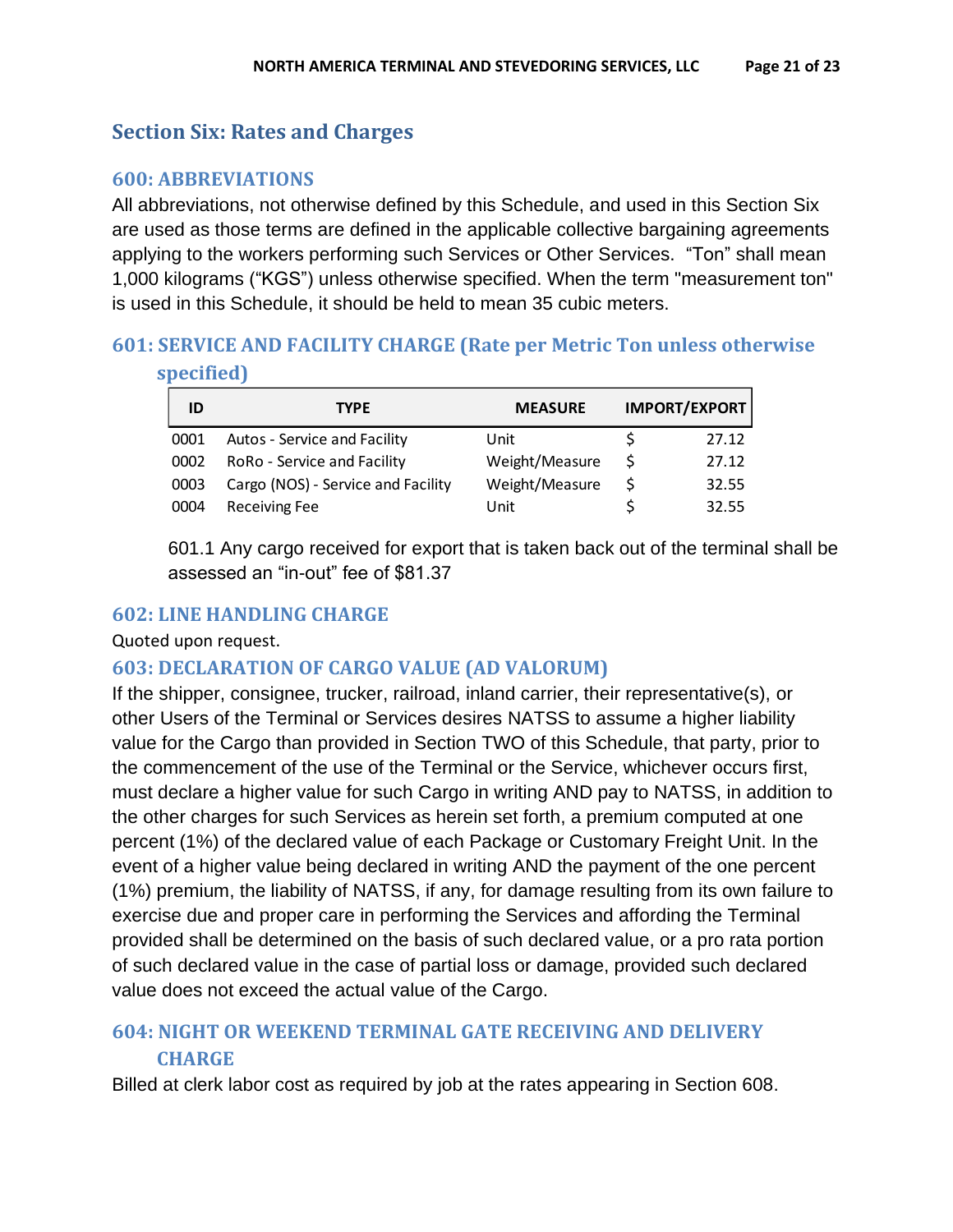## Section Six: Rates and Charges

### 600: ABBREVIATIONS

All abbreviations, not otherwise defined by this Schedule, and used in this Section Six are used as those terms are defined in the applicable collective bargaining agreements applying to the workers performing such Services or Other Services. "Ton" shall mean 1,000 kilograms ("KGS") unless otherwise specified. When the term "measurement ton" is used in this Schedule, it should be held to mean 35 cubic meters.

### 601: SERVICE AND FACILITY CHARGE (Rate per Metric Ton unless otherwise specified)

| ID | TYPE | MEASURE | IMPORT/EXPORT |
|---|---|---|---|
| 0001 | Autos - Service and Facility | Unit | $ 27.12 |
| 0002 | RoRo - Service and Facility | Weight/Measure | $ 27.12 |
| 0003 | Cargo (NOS) - Service and Facility | Weight/Measure | $ 32.55 |
| 0004 | Receiving Fee | Unit | $ 32.55 |

601.1 Any cargo received for export that is taken back out of the terminal shall be assessed an "in-out" fee of $81.37

### 602: LINE HANDLING CHARGE

Quoted upon request.

### 603: DECLARATION OF CARGO VALUE (AD VALORUM)

If the shipper, consignee, trucker, railroad, inland carrier, their representative(s), or other Users of the Terminal or Services desires NATSS to assume a higher liability value for the Cargo than provided in Section TWO of this Schedule, that party, prior to the commencement of the use of the Terminal or the Service, whichever occurs first, must declare a higher value for such Cargo in writing AND pay to NATSS, in addition to the other charges for such Services as herein set forth, a premium computed at one percent (1%) of the declared value of each Package or Customary Freight Unit. In the event of a higher value being declared in writing AND the payment of the one percent (1%) premium, the liability of NATSS, if any, for damage resulting from its own failure to exercise due and proper care in performing the Services and affording the Terminal provided shall be determined on the basis of such declared value, or a pro rata portion of such declared value in the case of partial loss or damage, provided such declared value does not exceed the actual value of the Cargo.

### 604: NIGHT OR WEEKEND TERMINAL GATE RECEIVING AND DELIVERY CHARGE

Billed at clerk labor cost as required by job at the rates appearing in Section 608.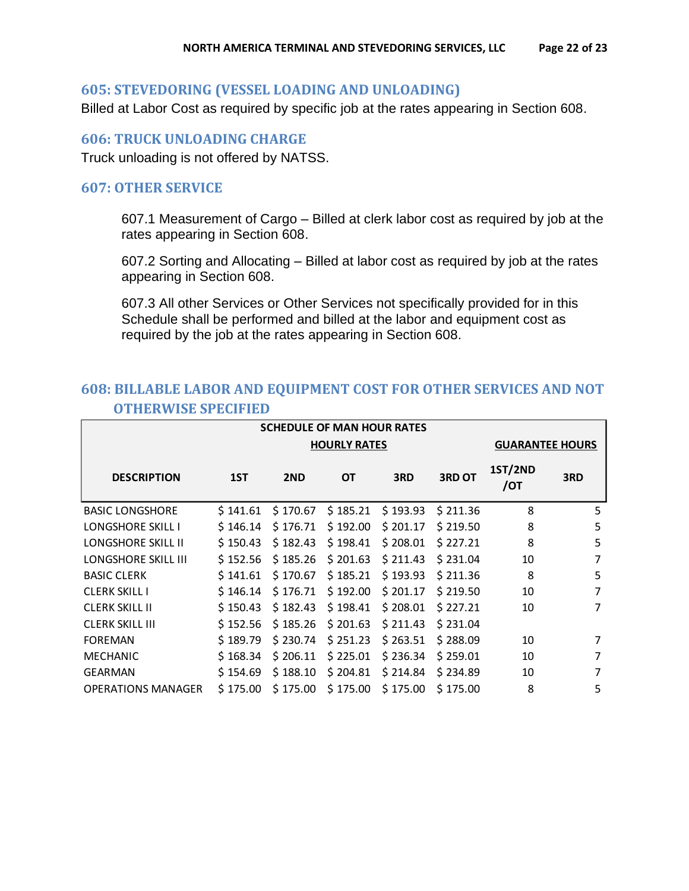## 605: STEVEDORING (VESSEL LOADING AND UNLOADING)

Billed at Labor Cost as required by specific job at the rates appearing in Section 608.

## 606: TRUCK UNLOADING CHARGE

Truck unloading is not offered by NATSS.

## 607: OTHER SERVICE

607.1 Measurement of Cargo – Billed at clerk labor cost as required by job at the rates appearing in Section 608.

607.2 Sorting and Allocating – Billed at labor cost as required by job at the rates appearing in Section 608.

607.3 All other Services or Other Services not specifically provided for in this Schedule shall be performed and billed at the labor and equipment cost as required by the job at the rates appearing in Section 608.

## 608: BILLABLE LABOR AND EQUIPMENT COST FOR OTHER SERVICES AND NOT OTHERWISE SPECIFIED

**SCHEDULE OF MAN HOUR RATES**

| | HOURLY RATES | | | | | GUARANTEE HOURS | |
|---|---|---|---|---|---|---|---|
| **DESCRIPTION** | **1ST** | **2ND** | **OT** | **3RD** | **3RD OT** | **1ST/2ND /OT** | **3RD** |
| BASIC LONGSHORE | $ 141.61 | $ 170.67 | $ 185.21 | $ 193.93 | $ 211.36 | 8 | 5 |
| LONGSHORE SKILL I | $ 146.14 | $ 176.71 | $ 192.00 | $ 201.17 | $ 219.50 | 8 | 5 |
| LONGSHORE SKILL II | $ 150.43 | $ 182.43 | $ 198.41 | $ 208.01 | $ 227.21 | 8 | 5 |
| LONGSHORE SKILL III | $ 152.56 | $ 185.26 | $ 201.63 | $ 211.43 | $ 231.04 | 10 | 7 |
| BASIC CLERK | $ 141.61 | $ 170.67 | $ 185.21 | $ 193.93 | $ 211.36 | 8 | 5 |
| CLERK SKILL I | $ 146.14 | $ 176.71 | $ 192.00 | $ 201.17 | $ 219.50 | 10 | 7 |
| CLERK SKILL II | $ 150.43 | $ 182.43 | $ 198.41 | $ 208.01 | $ 227.21 | 10 | 7 |
| CLERK SKILL III | $ 152.56 | $ 185.26 | $ 201.63 | $ 211.43 | $ 231.04 | | |
| FOREMAN | $ 189.79 | $ 230.74 | $ 251.23 | $ 263.51 | $ 288.09 | 10 | 7 |
| MECHANIC | $ 168.34 | $ 206.11 | $ 225.01 | $ 236.34 | $ 259.01 | 10 | 7 |
| GEARMAN | $ 154.69 | $ 188.10 | $ 204.81 | $ 214.84 | $ 234.89 | 10 | 7 |
| OPERATIONS MANAGER | $ 175.00 | $ 175.00 | $ 175.00 | $ 175.00 | $ 175.00 | 8 | 5 |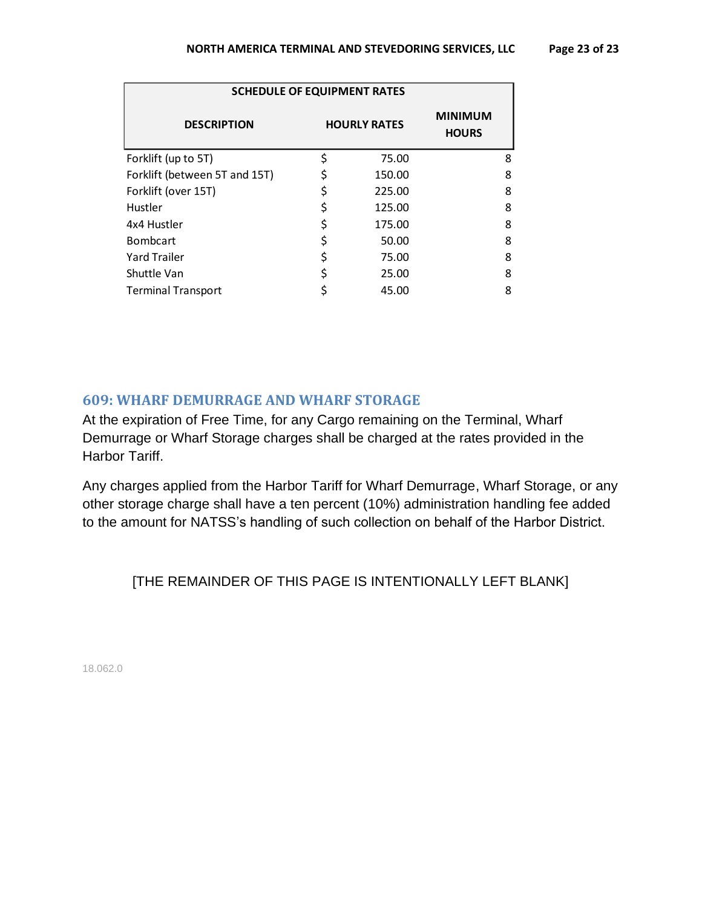| SCHEDULE OF EQUIPMENT RATES | | |
|---|---|---|
| DESCRIPTION | HOURLY RATES | MINIMUM HOURS |
| Forklift (up to 5T) | $ 75.00 | 8 |
| Forklift (between 5T and 15T) | $ 150.00 | 8 |
| Forklift (over 15T) | $ 225.00 | 8 |
| Hustler | $ 125.00 | 8 |
| 4x4 Hustler | $ 175.00 | 8 |
| Bombcart | $ 50.00 | 8 |
| Yard Trailer | $ 75.00 | 8 |
| Shuttle Van | $ 25.00 | 8 |
| Terminal Transport | $ 45.00 | 8 |

## 609: WHARF DEMURRAGE AND WHARF STORAGE

At the expiration of Free Time, for any Cargo remaining on the Terminal, Wharf Demurrage or Wharf Storage charges shall be charged at the rates provided in the Harbor Tariff.

Any charges applied from the Harbor Tariff for Wharf Demurrage, Wharf Storage, or any other storage charge shall have a ten percent (10%) administration handling fee added to the amount for NATSS's handling of such collection on behalf of the Harbor District.

[THE REMAINDER OF THIS PAGE IS INTENTIONALLY LEFT BLANK]

18.062.0